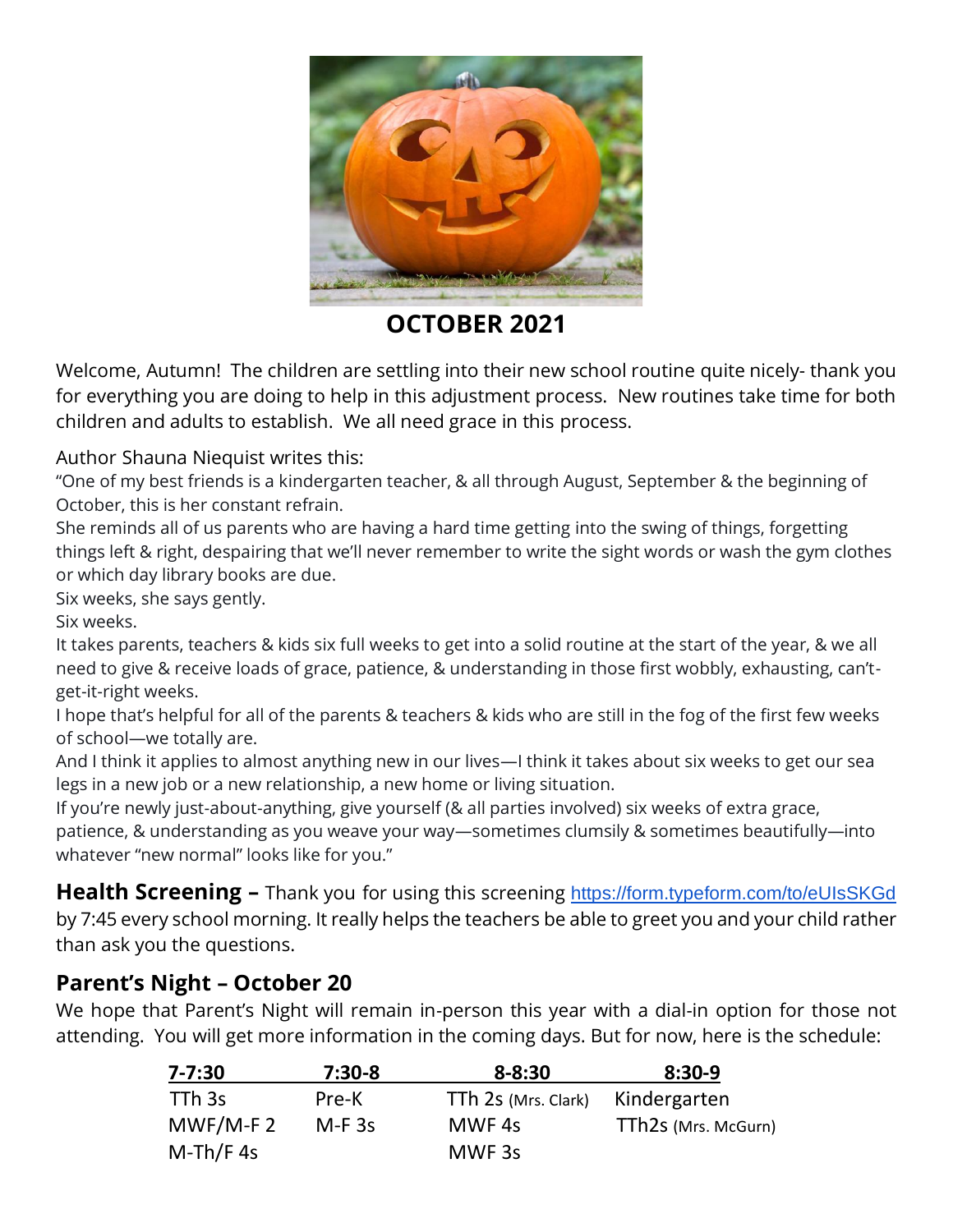# OCTOBER 2021

Welcome, Autumn! The children are settling into their new school routine quite nicely- thank you for everything you are doing to help in this adjustment process. New routines take time for both children and adults to establish. We all need grace in this process.

Author Shauna Niequist writes this:

"One of my best friends is a kindergarten teacher, & all through August, September & the beginning of October, this is her constant refrain.

She reminds all of us parents who are having a hard time getting into the swing of things, forgetting things left & right, despairing that we'll never remember to write the sight words or wash the gym clothes or which day library books are due.

Six weeks, she says gently.

Six weeks.

It takes parents, teachers & kids six full weeks to get into a solid routine at the start of the year, & we all need to give & receive loads of grace, patience, & understanding in those first wobbly, exhausting, can't-get-it-right weeks.

I hope that's helpful for all of the parents & teachers & kids who are still in the fog of the first few weeks of school—we totally are.

And I think it applies to almost anything new in our lives—I think it takes about six weeks to get our sea legs in a new job or a new relationship, a new home or living situation.

If you're newly just-about-anything, give yourself (& all parties involved) six weeks of extra grace, patience, & understanding as you weave your way—sometimes clumsily & sometimes beautifully—into whatever "new normal" looks like for you."

**Health Screening –** Thank you for using this screening https://form.typeform.com/to/eUIsSKGd by 7:45 every school morning. It really helps the teachers be able to greet you and your child rather than ask you the questions.

## Parent's Night – October 20

We hope that Parent's Night will remain in-person this year with a dial-in option for those not attending. You will get more information in the coming days. But for now, here is the schedule:

| 7-7:30 | 7:30-8 | 8-8:30 | 8:30-9 |
|---|---|---|---|
| TTh 3s | Pre-K | TTh 2s (Mrs. Clark) | Kindergarten |
| MWF/M-F 2 | M-F 3s | MWF 4s | TTh2s (Mrs. McGurn) |
| M-Th/F 4s | | MWF 3s | |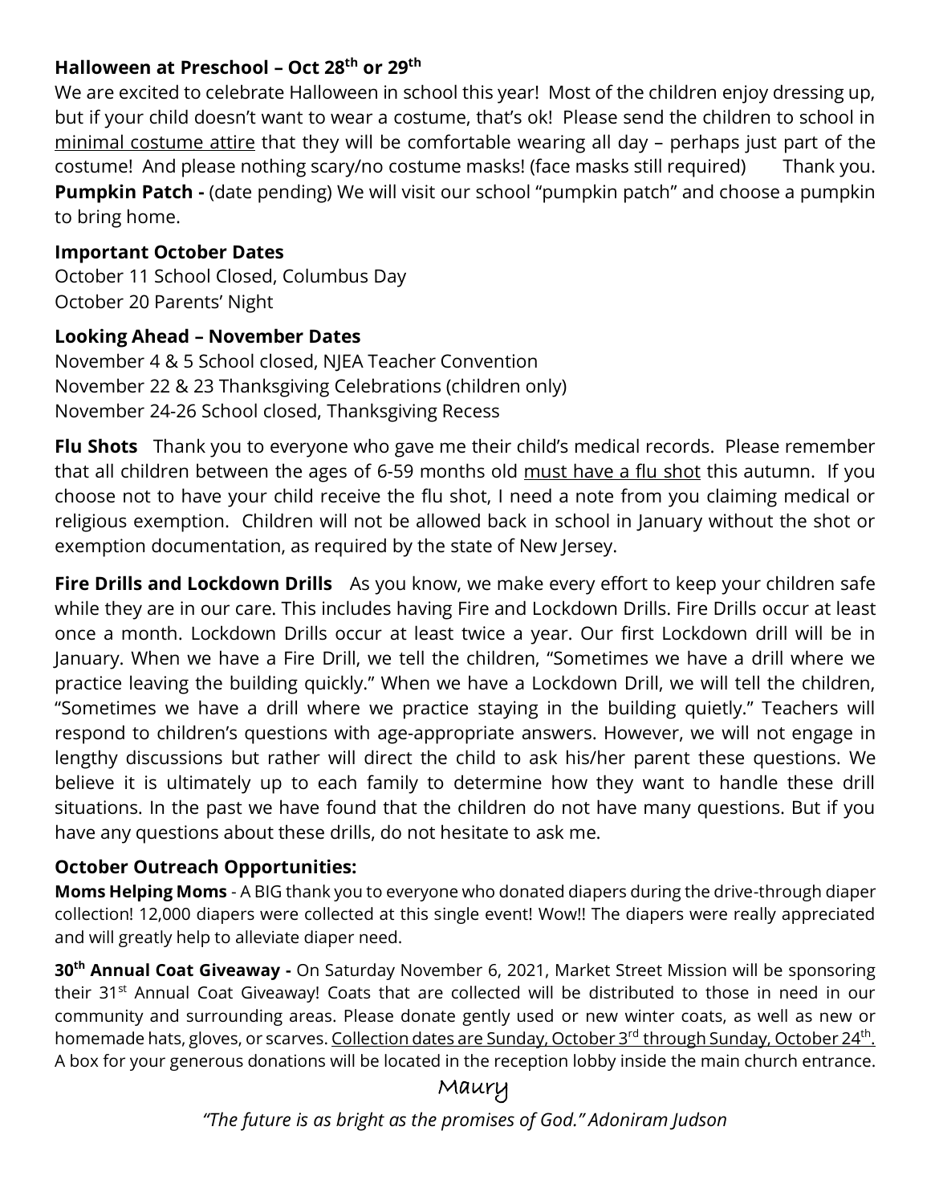**Halloween at Preschool – Oct 28th or 29th**

We are excited to celebrate Halloween in school this year! Most of the children enjoy dressing up, but if your child doesn't want to wear a costume, that's ok! Please send the children to school in minimal costume attire that they will be comfortable wearing all day – perhaps just part of the costume! And please nothing scary/no costume masks! (face masks still required) Thank you.

**Pumpkin Patch -** (date pending) We will visit our school "pumpkin patch" and choose a pumpkin to bring home.

**Important October Dates**

October 11 School Closed, Columbus Day
October 20 Parents' Night

**Looking Ahead – November Dates**

November 4 & 5 School closed, NJEA Teacher Convention
November 22 & 23 Thanksgiving Celebrations (children only)
November 24-26 School closed, Thanksgiving Recess

**Flu Shots** Thank you to everyone who gave me their child's medical records. Please remember that all children between the ages of 6-59 months old must have a flu shot this autumn. If you choose not to have your child receive the flu shot, I need a note from you claiming medical or religious exemption. Children will not be allowed back in school in January without the shot or exemption documentation, as required by the state of New Jersey.

**Fire Drills and Lockdown Drills** As you know, we make every effort to keep your children safe while they are in our care. This includes having Fire and Lockdown Drills. Fire Drills occur at least once a month. Lockdown Drills occur at least twice a year. Our first Lockdown drill will be in January. When we have a Fire Drill, we tell the children, "Sometimes we have a drill where we practice leaving the building quickly." When we have a Lockdown Drill, we will tell the children, "Sometimes we have a drill where we practice staying in the building quietly." Teachers will respond to children's questions with age-appropriate answers. However, we will not engage in lengthy discussions but rather will direct the child to ask his/her parent these questions. We believe it is ultimately up to each family to determine how they want to handle these drill situations. In the past we have found that the children do not have many questions. But if you have any questions about these drills, do not hesitate to ask me.

**October Outreach Opportunities:**

**Moms Helping Moms** - A BIG thank you to everyone who donated diapers during the drive-through diaper collection! 12,000 diapers were collected at this single event! Wow!! The diapers were really appreciated and will greatly help to alleviate diaper need.

**30th Annual Coat Giveaway -** On Saturday November 6, 2021, Market Street Mission will be sponsoring their 31st Annual Coat Giveaway! Coats that are collected will be distributed to those in need in our community and surrounding areas. Please donate gently used or new winter coats, as well as new or homemade hats, gloves, or scarves. Collection dates are Sunday, October 3rd through Sunday, October 24th. A box for your generous donations will be located in the reception lobby inside the main church entrance.

Maury

*"The future is as bright as the promises of God." Adoniram Judson*